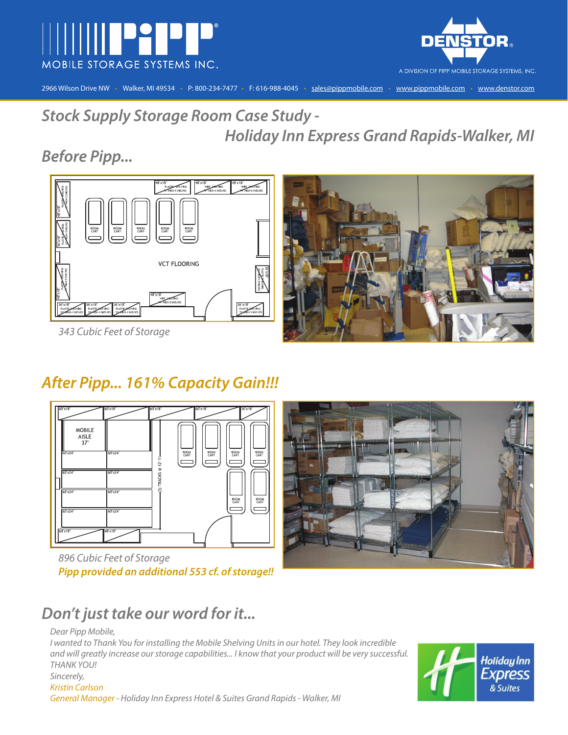# MOBILE STORAGE SYSTEMS INC.

DENSTOR — A DIVISION OF PIPP MOBILE STORAGE SYSTEMS, INC.

2966 Wilson Drive NW • Walker, MI 49534 • P: 800-234-7477 • F: 616-988-4045 • sales@pippmobile.com • www.pippmobile.com • www.denstor.com

## *Stock Supply Storage Room Case Study - Holiday Inn Express Grand Rapids-Walker, MI*

## *Before Pipp...*

*343 Cubic Feet of Storage*

## *After Pipp... 161% Capacity Gain!!!*

*896 Cubic Feet of Storage*

***Pipp provided an additional 553 cf. of storage!!***

## *Don't just take our word for it...*

*Dear Pipp Mobile,*

*I wanted to Thank You for installing the Mobile Shelving Units in our hotel. They look incredible and will greatly increase our storage capabilities... I know that your product will be very successful. THANK YOU!*

*Sincerely,*

*Kristin Carlson*

*General Manager - Holiday Inn Express Hotel & Suites Grand Rapids - Walker, MI*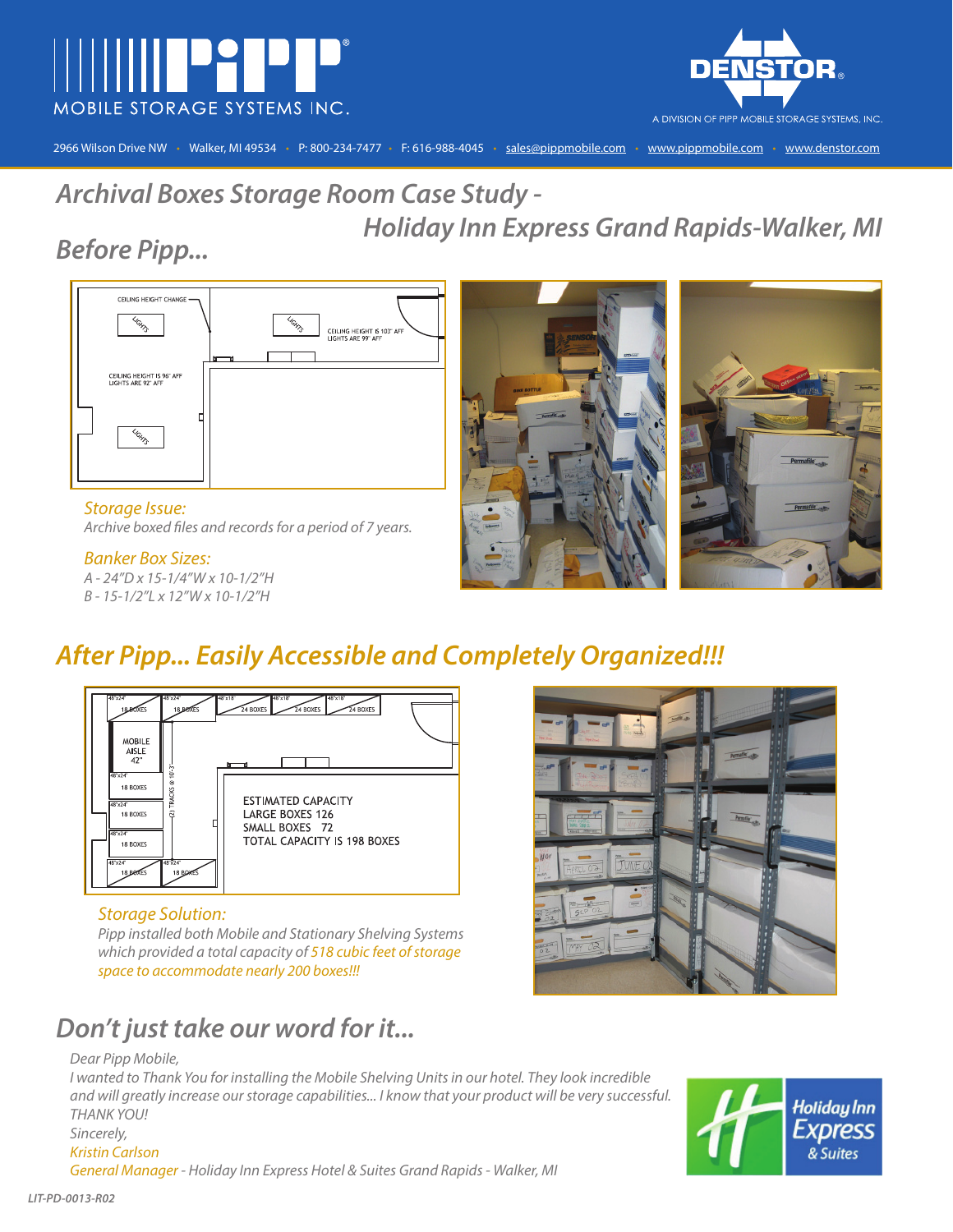MOBILE STORAGE SYSTEMS INC.

DENSTOR

A DIVISION OF PIPP MOBILE STORAGE SYSTEMS, INC.

2966 Wilson Drive NW • Walker, MI 49534 • P: 800-234-7477 • F: 616-988-4045 • sales@pippmobile.com • www.pippmobile.com • www.denstor.com

# *Archival Boxes Storage Room Case Study - Holiday Inn Express Grand Rapids-Walker, MI*

## *Before Pipp...*

CEILING HEIGHT CHANGE

LIGHTS

LIGHTS

CEILING HEIGHT IS 103" AFF
LIGHTS ARE 99" AFF

CEILING HEIGHT IS 96" AFF
LIGHTS ARE 92" AFF

LIGHTS

### *Storage Issue:*

*Archive boxed files and records for a period of 7 years.*

### *Banker Box Sizes:*

*A - 24"D x 15-1/4"W x 10-1/2"H*
*B - 15-1/2"L x 12"W x 10-1/2"H*

## *After Pipp... Easily Accessible and Completely Organized!!!*

48"x24" 18 BOXES

48"x24" 18 BOXES

48"x18" 24 BOXES

48"x18" 24 BOXES

48"x18" 24 BOXES

MOBILE AISLE 42"

48"x24" 18 BOXES

48"x24" 18 BOXES

48"x24" 18 BOXES

48"x24" 18 BOXES

48"x24" 18 BOXES

(2) TRACKS @ 10'-3"

ESTIMATED CAPACITY
LARGE BOXES 126
SMALL BOXES 72
TOTAL CAPACITY IS 198 BOXES

### *Storage Solution:*

*Pipp installed both Mobile and Stationary Shelving Systems which provided a total capacity of 518 cubic feet of storage space to accommodate nearly 200 boxes!!!*

## *Don't just take our word for it...*

*Dear Pipp Mobile,*
*I wanted to Thank You for installing the Mobile Shelving Units in our hotel. They look incredible and will greatly increase our storage capabilities... I know that your product will be very successful. THANK YOU!*
*Sincerely,*
*Kristin Carlson*
*General Manager - Holiday Inn Express Hotel & Suites Grand Rapids - Walker, MI*

Holiday Inn Express & Suites

LIT-PD-0013-R02